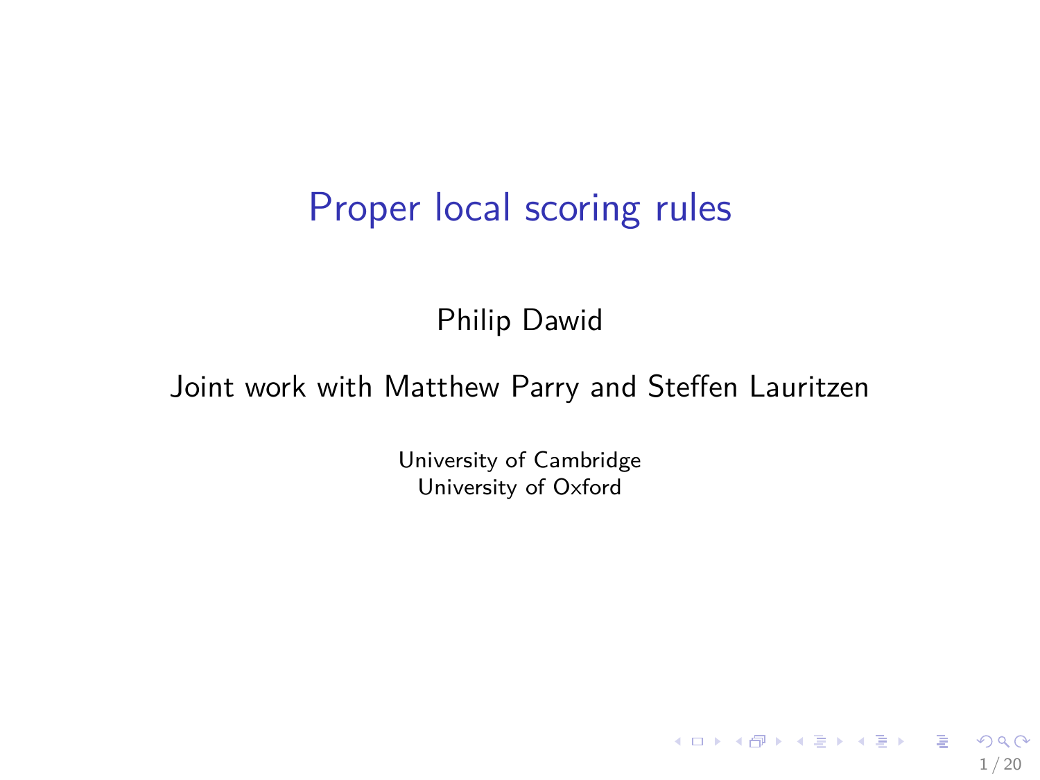# Proper local scoring rules

Philip Dawid

Joint work with Matthew Parry and Steffen Lauritzen

University of Cambridge
University of Oxford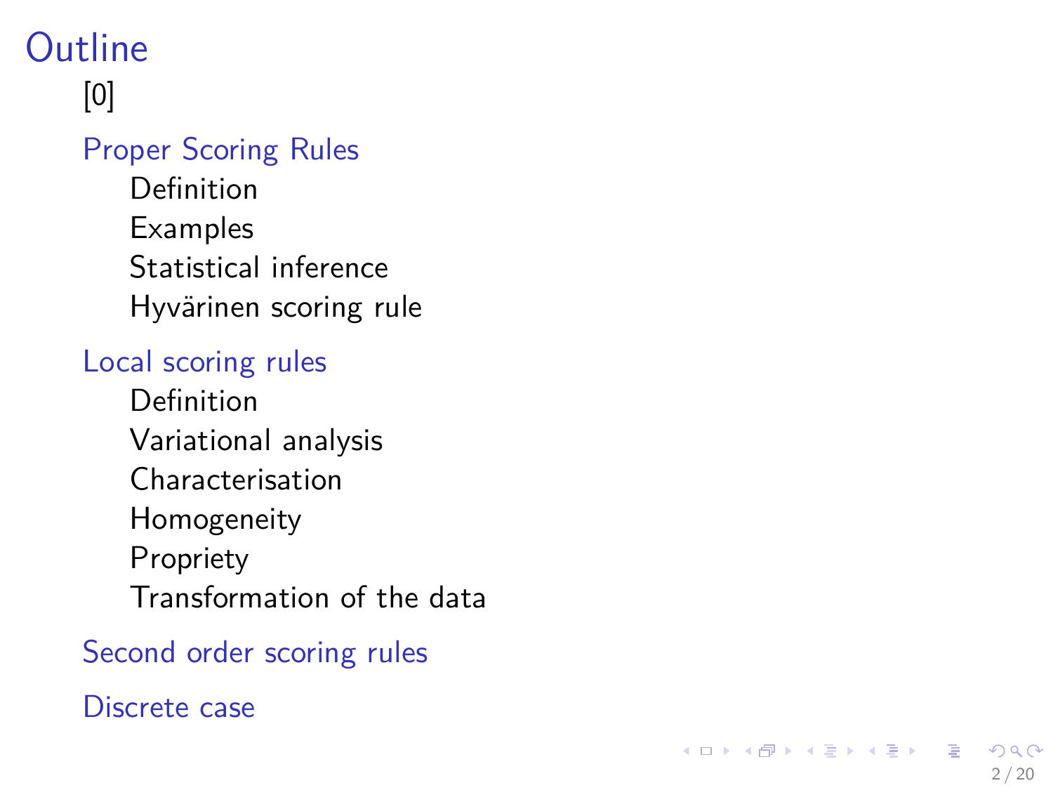# Outline

[0]

- Proper Scoring Rules
  - Definition
  - Examples
  - Statistical inference
  - Hyvärinen scoring rule
- Local scoring rules
  - Definition
  - Variational analysis
  - Characterisation
  - Homogeneity
  - Propriety
  - Transformation of the data
- Second order scoring rules
- Discrete case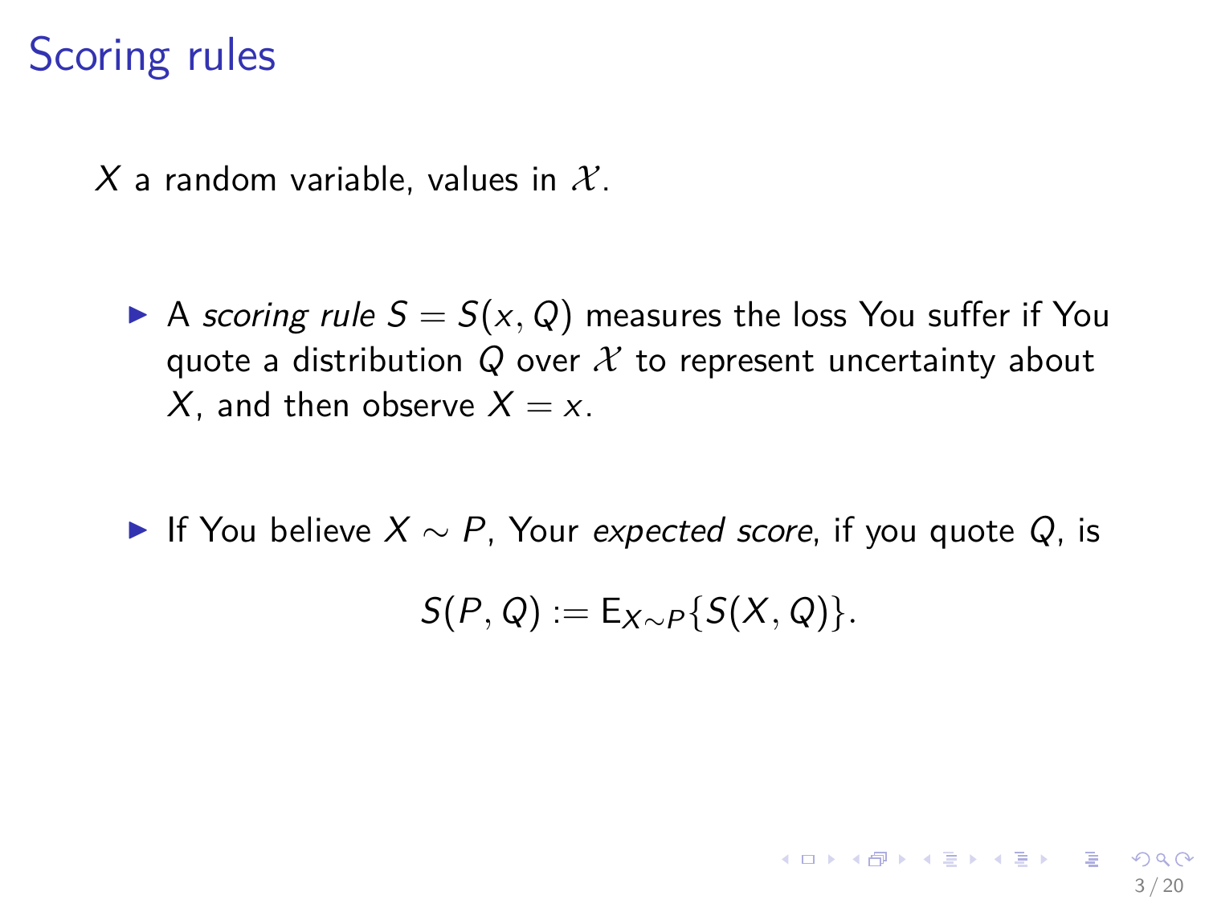# Scoring rules

$X$ a random variable, values in $\mathcal{X}$.

- A *scoring rule* $S = S(x, Q)$ measures the loss You suffer if You quote a distribution $Q$ over $\mathcal{X}$ to represent uncertainty about $X$, and then observe $X = x$.
- If You believe $X \sim P$, Your *expected score*, if you quote $Q$, is

$$S(P, Q) := \mathrm{E}_{X \sim P}\{S(X, Q)\}.$$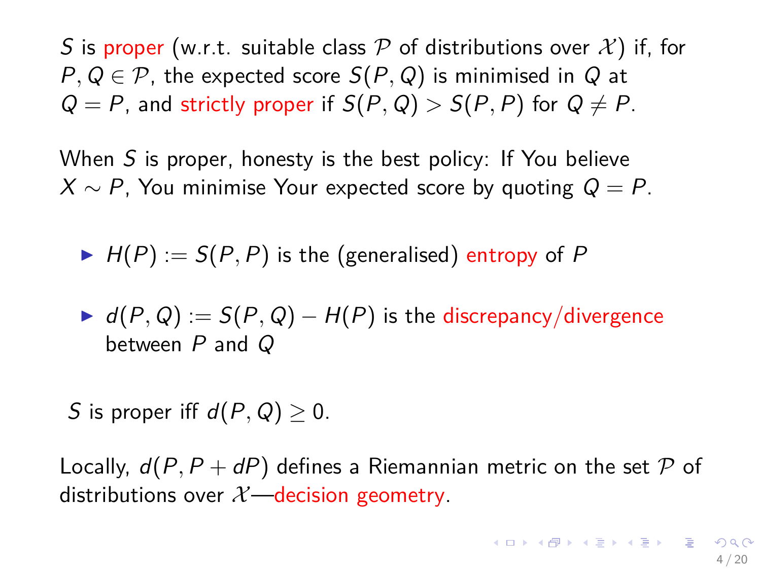$S$ is proper (w.r.t. suitable class $\mathcal{P}$ of distributions over $\mathcal{X}$) if, for $P, Q \in \mathcal{P}$, the expected score $S(P, Q)$ is minimised in $Q$ at $Q = P$, and strictly proper if $S(P, Q) > S(P, P)$ for $Q \neq P$.

When $S$ is proper, honesty is the best policy: If You believe $X \sim P$, You minimise Your expected score by quoting $Q = P$.

- $H(P) := S(P, P)$ is the (generalised) entropy of $P$
- $d(P, Q) := S(P, Q) - H(P)$ is the discrepancy/divergence between $P$ and $Q$

$S$ is proper iff $d(P, Q) \geq 0$.

Locally, $d(P, P + dP)$ defines a Riemannian metric on the set $\mathcal{P}$ of distributions over $\mathcal{X}$—decision geometry.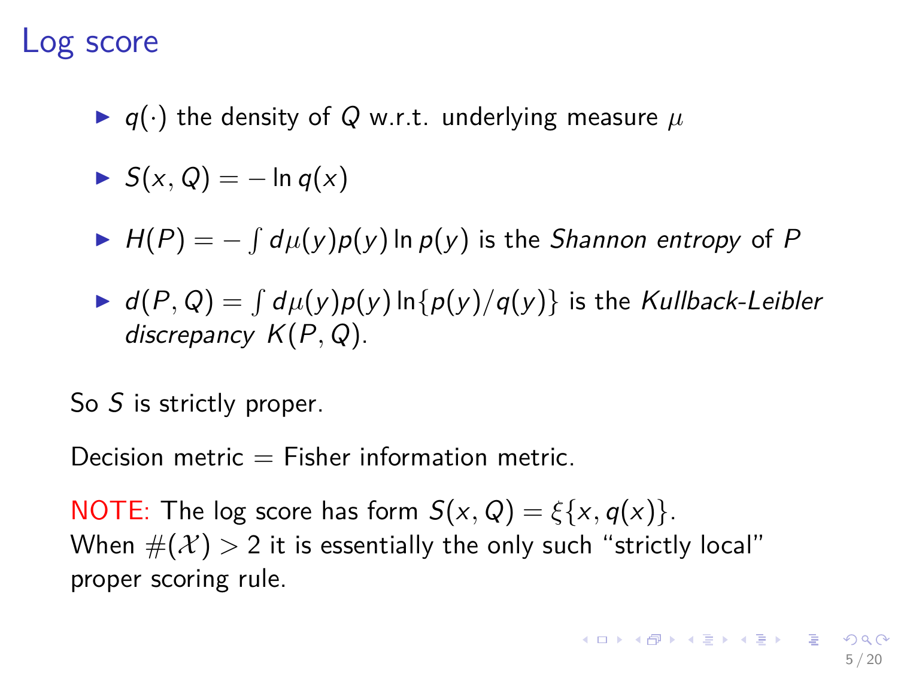# Log score

- $q(\cdot)$ the density of $Q$ w.r.t. underlying measure $\mu$
- $S(x, Q) = -\ln q(x)$
- $H(P) = -\int d\mu(y) p(y) \ln p(y)$ is the *Shannon entropy* of $P$
- $d(P, Q) = \int d\mu(y) p(y) \ln\{p(y)/q(y)\}$ is the *Kullback-Leibler discrepancy* $K(P, Q)$.

So $S$ is strictly proper.

Decision metric = Fisher information metric.

NOTE: The log score has form $S(x, Q) = \xi\{x, q(x)\}$.
When $\#(\mathcal{X}) > 2$ it is essentially the only such "strictly local" proper scoring rule.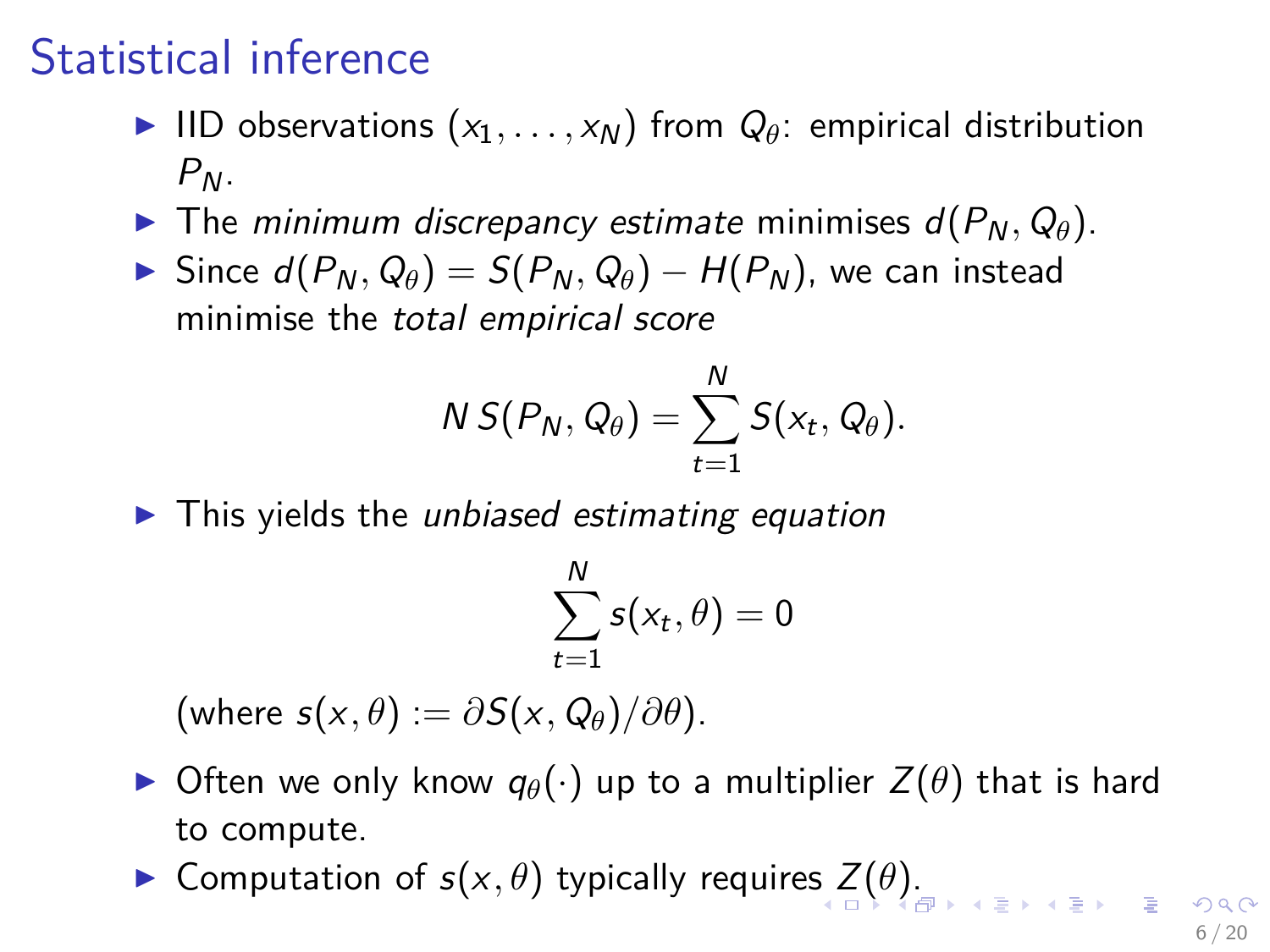# Statistical inference

- IID observations $(x_1, \ldots, x_N)$ from $Q_\theta$: empirical distribution $P_N$.
- The *minimum discrepancy estimate* minimises $d(P_N, Q_\theta)$.
- Since $d(P_N, Q_\theta) = S(P_N, Q_\theta) - H(P_N)$, we can instead minimise the *total empirical score*

$$N\, S(P_N, Q_\theta) = \sum_{t=1}^{N} S(x_t, Q_\theta).$$

- This yields the *unbiased estimating equation*

$$\sum_{t=1}^{N} s(x_t, \theta) = 0$$

(where $s(x, \theta) := \partial S(x, Q_\theta)/\partial\theta$).

- Often we only know $q_\theta(\cdot)$ up to a multiplier $Z(\theta)$ that is hard to compute.
- Computation of $s(x, \theta)$ typically requires $Z(\theta)$.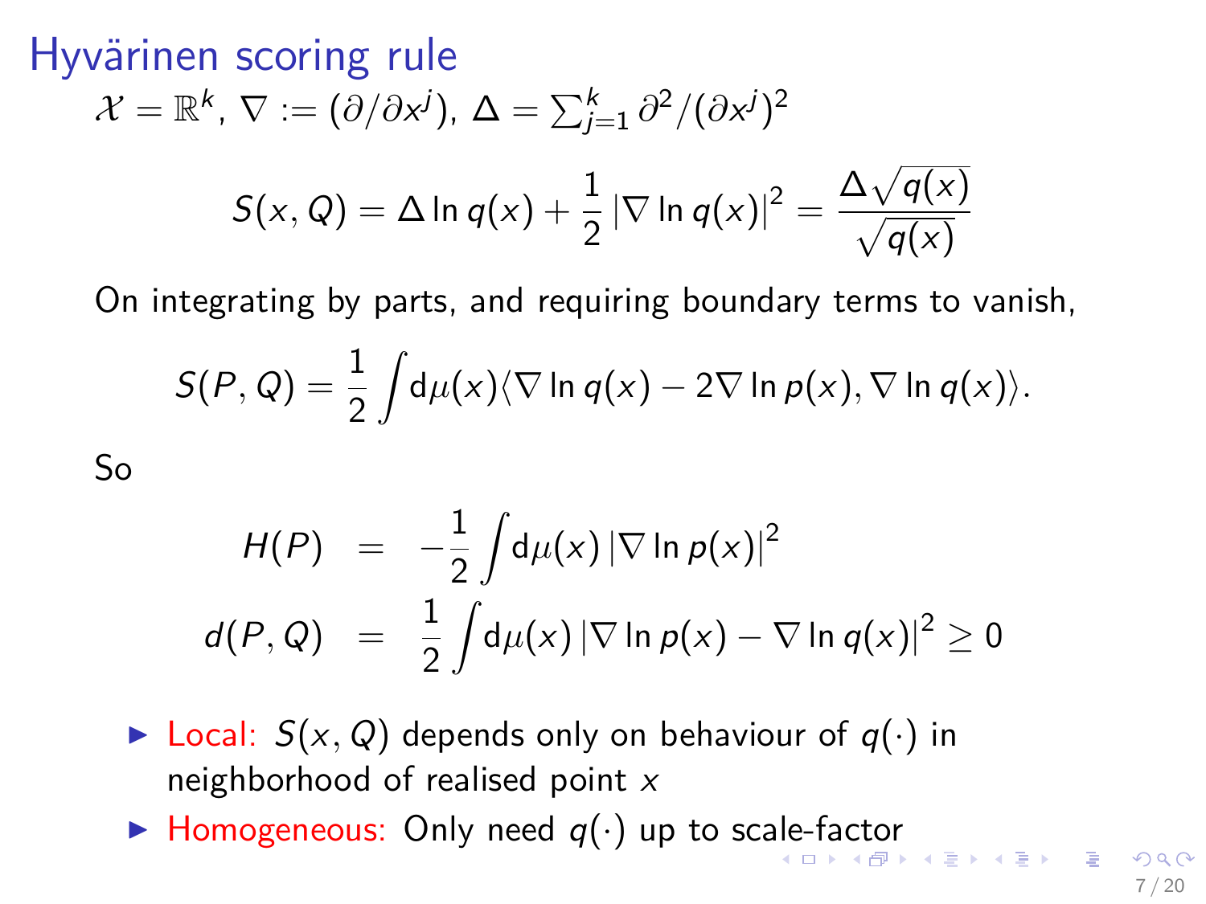# Hyvärinen scoring rule

$\mathcal{X} = \mathbb{R}^k$, $\nabla := (\partial/\partial x^j)$, $\Delta = \sum_{j=1}^k \partial^2/(\partial x^j)^2$

$$S(x, Q) = \Delta \ln q(x) + \frac{1}{2} |\nabla \ln q(x)|^2 = \frac{\Delta \sqrt{q(x)}}{\sqrt{q(x)}}$$

On integrating by parts, and requiring boundary terms to vanish,

$$S(P, Q) = \frac{1}{2} \int \mathrm{d}\mu(x) \langle \nabla \ln q(x) - 2\nabla \ln p(x), \nabla \ln q(x) \rangle.$$

So

$$\begin{aligned} H(P) &= -\frac{1}{2} \int \mathrm{d}\mu(x) \, |\nabla \ln p(x)|^2 \\ d(P, Q) &= \frac{1}{2} \int \mathrm{d}\mu(x) \, |\nabla \ln p(x) - \nabla \ln q(x)|^2 \geq 0 \end{aligned}$$

- Local: $S(x, Q)$ depends only on behaviour of $q(\cdot)$ in neighborhood of realised point $x$
- Homogeneous: Only need $q(\cdot)$ up to scale-factor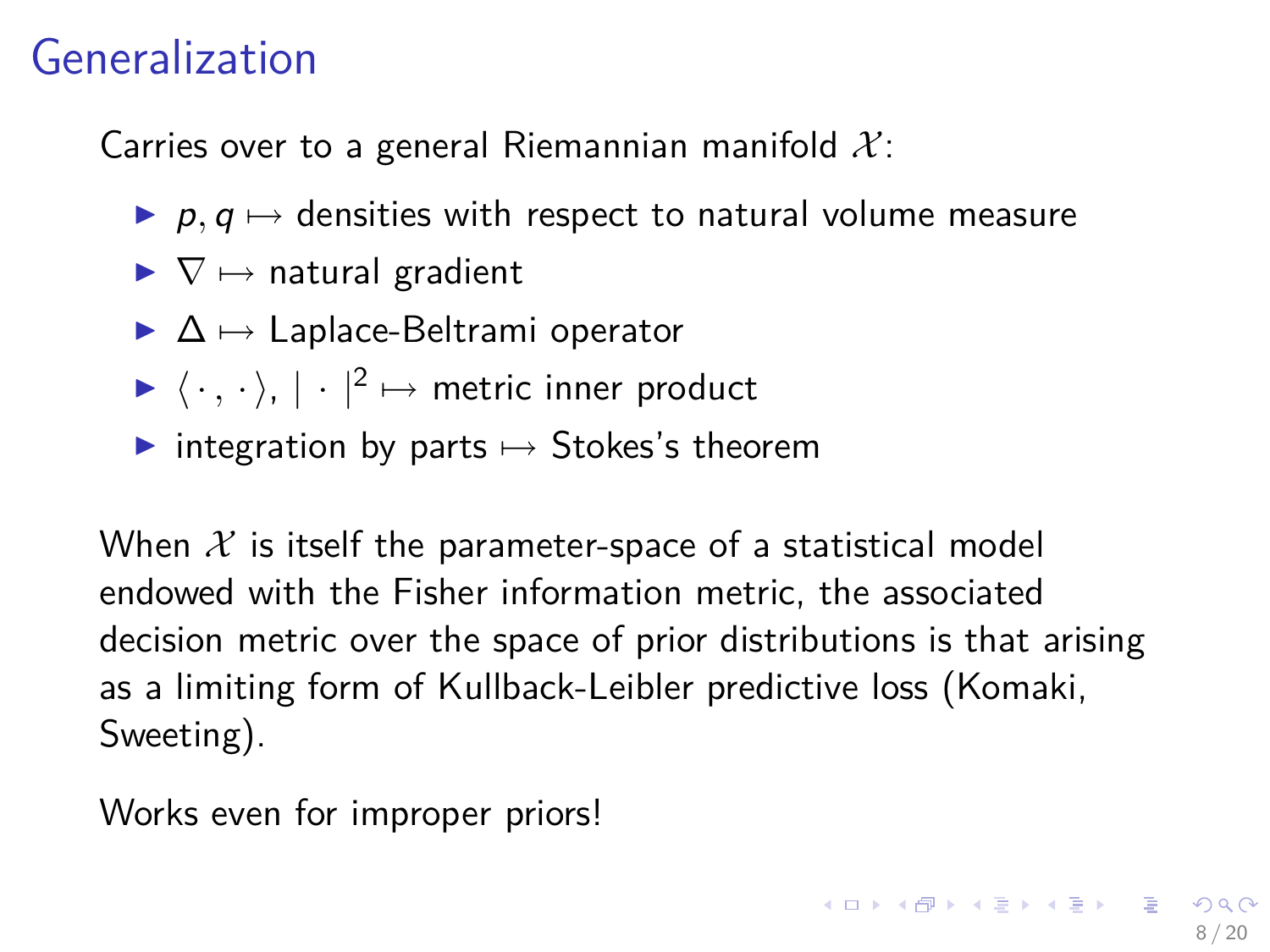# Generalization

Carries over to a general Riemannian manifold $\mathcal{X}$:

- $p, q \mapsto$ densities with respect to natural volume measure
- $\nabla \mapsto$ natural gradient
- $\Delta \mapsto$ Laplace-Beltrami operator
- $\langle \cdot , \cdot \rangle$, $| \cdot |^2 \mapsto$ metric inner product
- integration by parts $\mapsto$ Stokes's theorem

When $\mathcal{X}$ is itself the parameter-space of a statistical model endowed with the Fisher information metric, the associated decision metric over the space of prior distributions is that arising as a limiting form of Kullback-Leibler predictive loss (Komaki, Sweeting).

Works even for improper priors!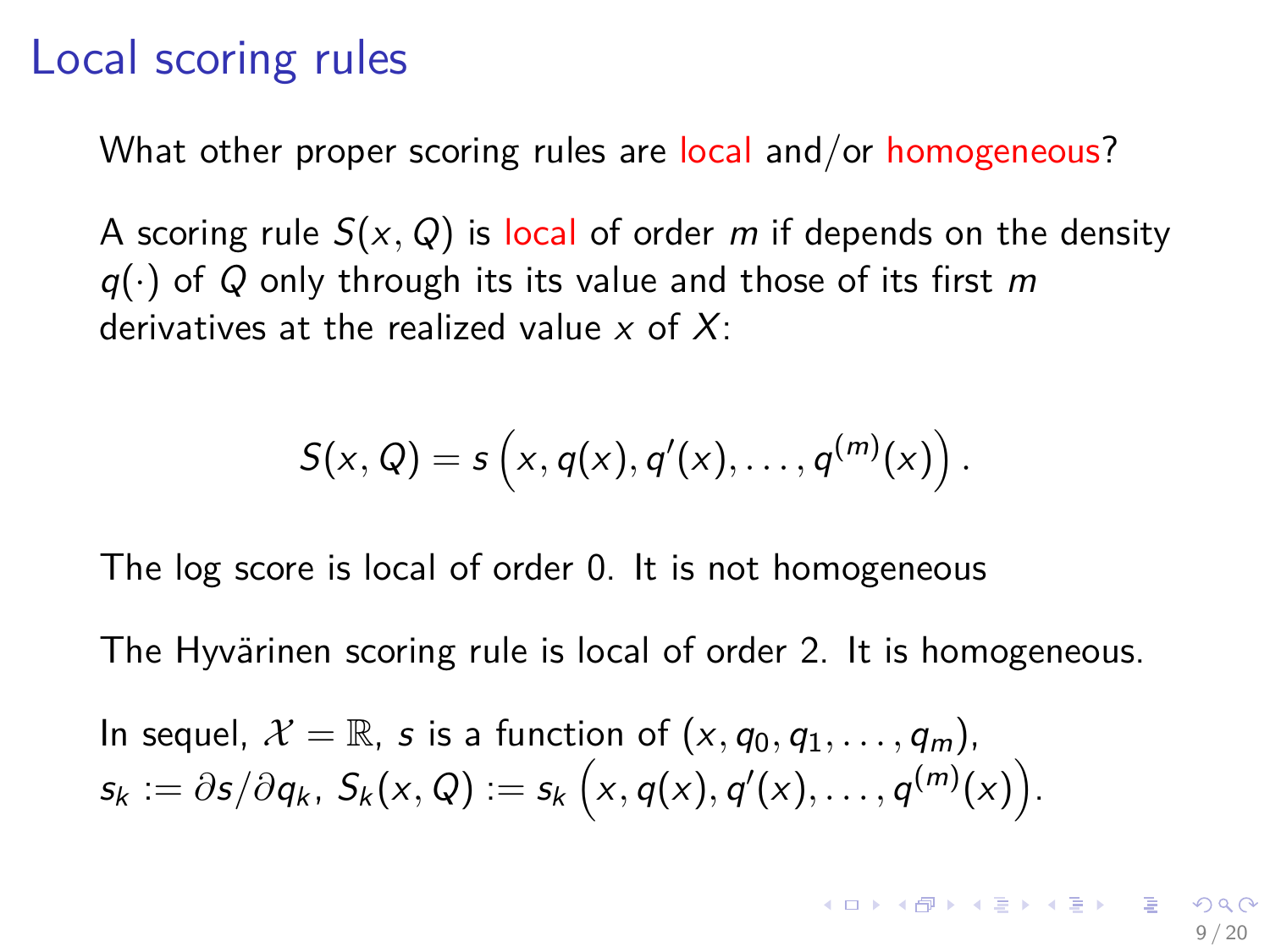# Local scoring rules

What other proper scoring rules are local and/or homogeneous?

A scoring rule $S(x, Q)$ is local of order $m$ if depends on the density $q(\cdot)$ of $Q$ only through its its value and those of its first $m$ derivatives at the realized value $x$ of $X$:

$$S(x, Q) = s\left(x, q(x), q'(x), \ldots, q^{(m)}(x)\right).$$

The log score is local of order 0. It is not homogeneous

The Hyvärinen scoring rule is local of order 2. It is homogeneous.

In sequel, $\mathcal{X} = \mathbb{R}$, $s$ is a function of $(x, q_0, q_1, \ldots, q_m)$, $s_k := \partial s / \partial q_k$, $S_k(x, Q) := s_k\left(x, q(x), q'(x), \ldots, q^{(m)}(x)\right)$.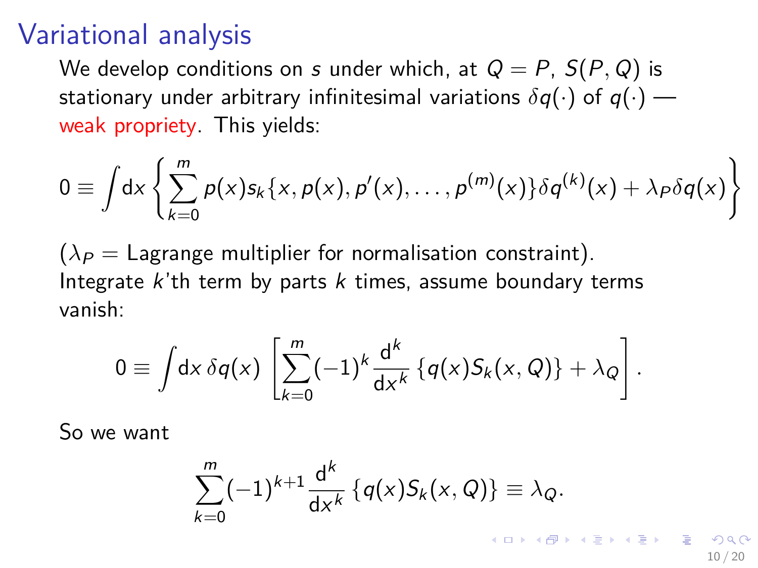# Variational analysis

We develop conditions on $s$ under which, at $Q = P$, $S(P, Q)$ is stationary under arbitrary infinitesimal variations $\delta q(\cdot)$ of $q(\cdot)$ — weak propriety. This yields:

$$0 \equiv \int \mathrm{d}x \left\{ \sum_{k=0}^{m} p(x) s_k\{x, p(x), p'(x), \ldots, p^{(m)}(x)\} \delta q^{(k)}(x) + \lambda_P \delta q(x) \right\}$$

($\lambda_P$ = Lagrange multiplier for normalisation constraint).
Integrate $k$'th term by parts $k$ times, assume boundary terms vanish:

$$0 \equiv \int \mathrm{d}x \, \delta q(x) \left[ \sum_{k=0}^{m} (-1)^k \frac{\mathrm{d}^k}{\mathrm{d}x^k} \{q(x) S_k(x, Q)\} + \lambda_Q \right].$$

So we want

$$\sum_{k=0}^{m} (-1)^{k+1} \frac{\mathrm{d}^k}{\mathrm{d}x^k} \{q(x) S_k(x, Q)\} \equiv \lambda_Q.$$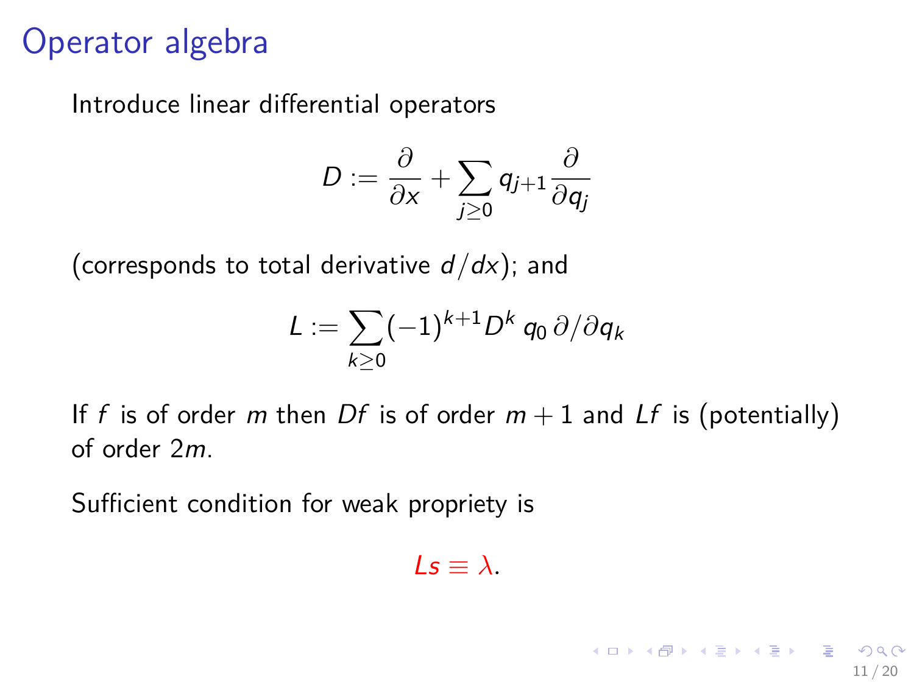# Operator algebra

Introduce linear differential operators

$$D := \frac{\partial}{\partial x} + \sum_{j \geq 0} q_{j+1} \frac{\partial}{\partial q_j}$$

(corresponds to total derivative $d/dx$); and

$$L := \sum_{k \geq 0} (-1)^{k+1} D^k \, q_0 \, \partial / \partial q_k$$

If $f$ is of order $m$ then $Df$ is of order $m+1$ and $Lf$ is (potentially) of order $2m$.

Sufficient condition for weak propriety is

$$Ls \equiv \lambda.$$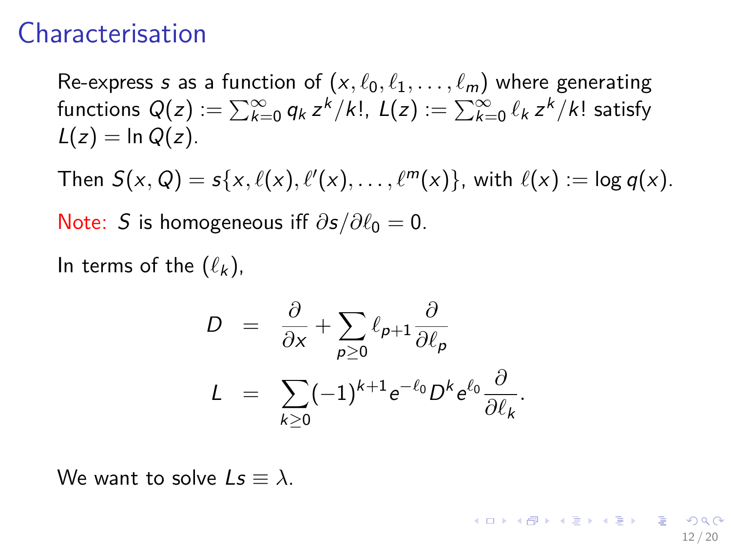# Characterisation

Re-express $s$ as a function of $(x, \ell_0, \ell_1, \ldots, \ell_m)$ where generating functions $Q(z) := \sum_{k=0}^{\infty} q_k \, z^k/k!$, $L(z) := \sum_{k=0}^{\infty} \ell_k \, z^k/k!$ satisfy $L(z) = \ln Q(z)$.

Then $S(x, Q) = s\{x, \ell(x), \ell'(x), \ldots, \ell^m(x)\}$, with $\ell(x) := \log q(x)$.

Note: $S$ is homogeneous iff $\partial s/\partial \ell_0 = 0$.

In terms of the $(\ell_k)$,

$$
\begin{aligned}
D &= \frac{\partial}{\partial x} + \sum_{p \geq 0} \ell_{p+1} \frac{\partial}{\partial \ell_p} \\
L &= \sum_{k \geq 0} (-1)^{k+1} e^{-\ell_0} D^k e^{\ell_0} \frac{\partial}{\partial \ell_k}.
\end{aligned}
$$

We want to solve $Ls \equiv \lambda$.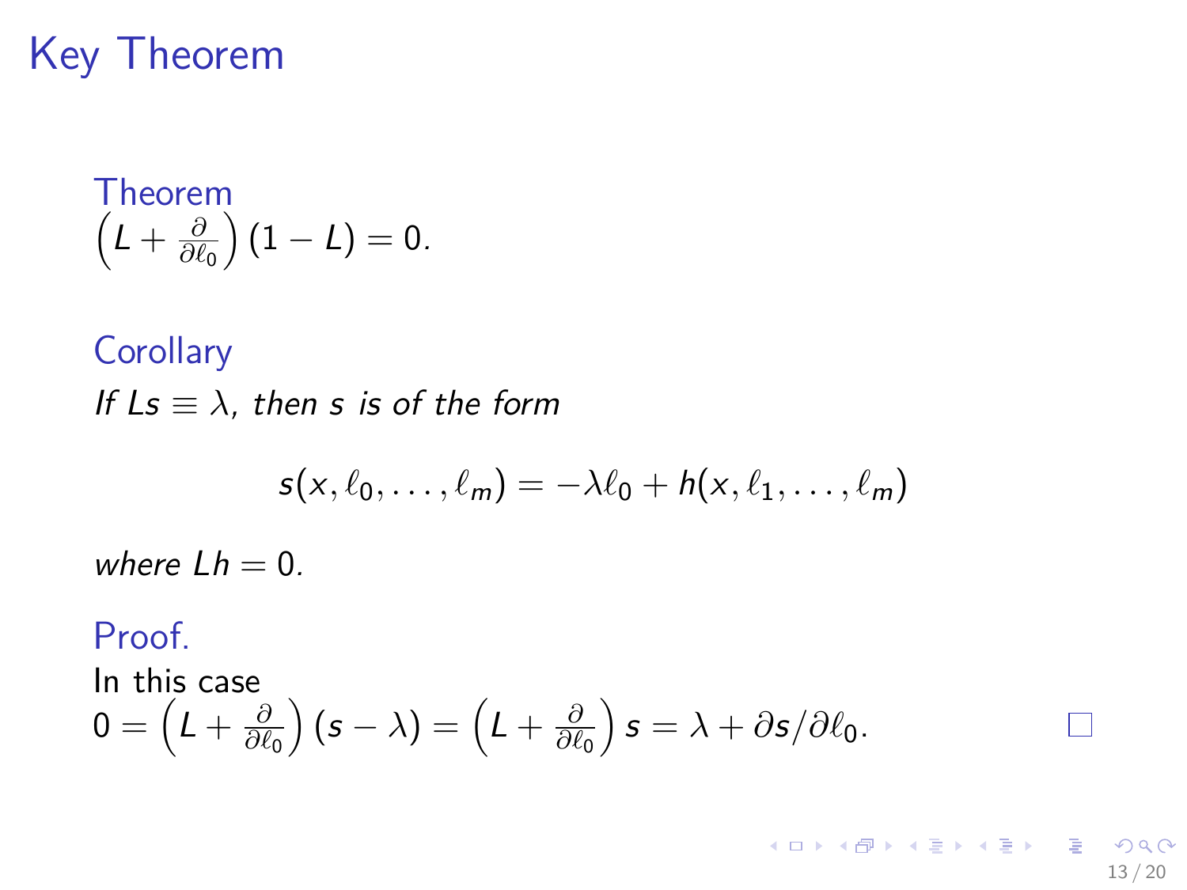# Key Theorem

**Theorem**

$\left(L + \frac{\partial}{\partial \ell_0}\right)(1 - L) = 0.$

**Corollary**

*If $Ls \equiv \lambda$, then $s$ is of the form*

$$s(x, \ell_0, \ldots, \ell_m) = -\lambda \ell_0 + h(x, \ell_1, \ldots, \ell_m)$$

*where $Lh = 0$.*

**Proof.**

In this case
$0 = \left(L + \frac{\partial}{\partial \ell_0}\right)(s - \lambda) = \left(L + \frac{\partial}{\partial \ell_0}\right) s = \lambda + \partial s / \partial \ell_0.$ □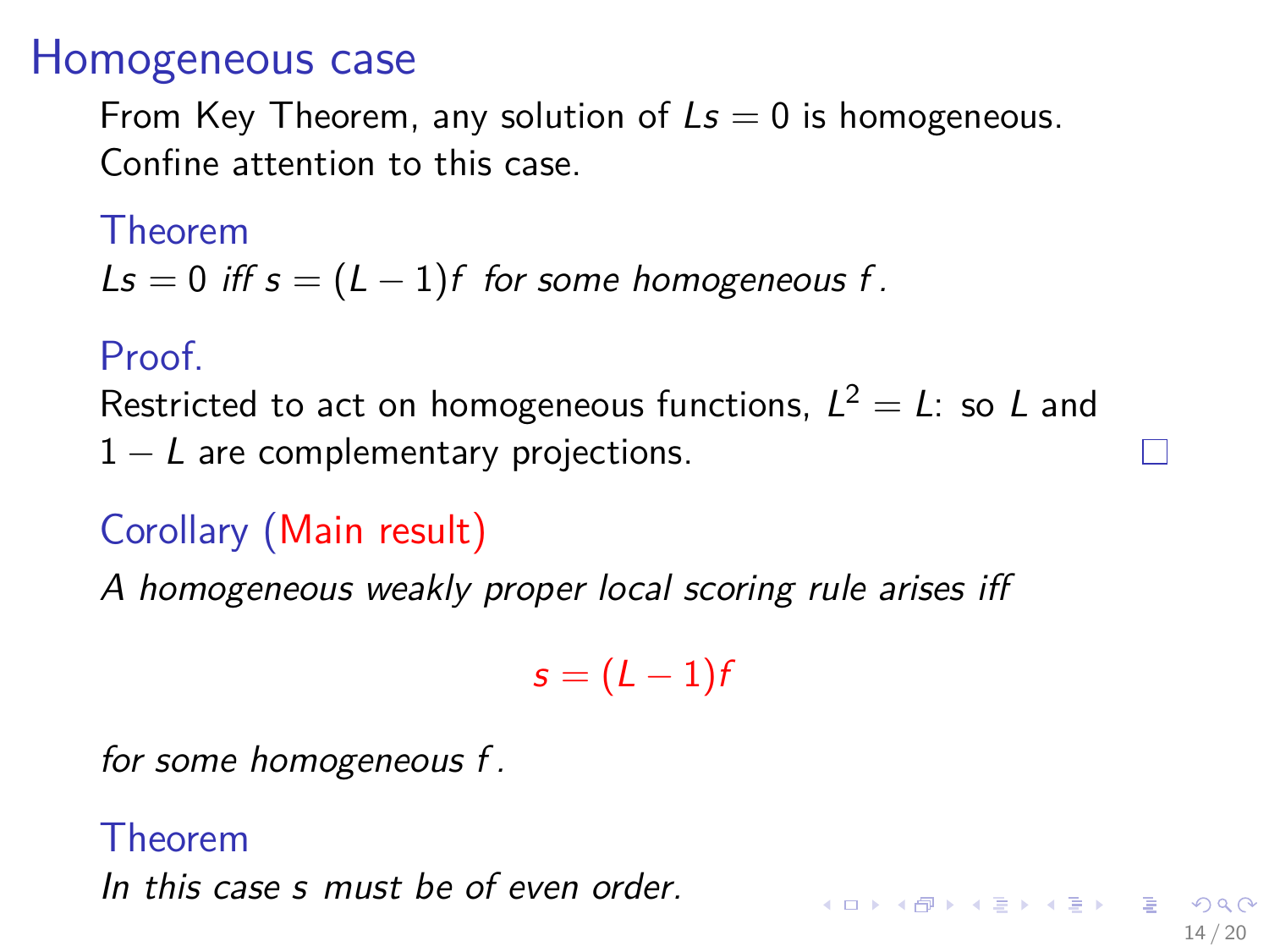# Homogeneous case

From Key Theorem, any solution of $Ls = 0$ is homogeneous.
Confine attention to this case.

**Theorem**

*$Ls = 0$ iff $s = (L - 1)f$ for some homogeneous $f$.*

**Proof.**

Restricted to act on homogeneous functions, $L^2 = L$: so $L$ and $1 - L$ are complementary projections. □

**Corollary (Main result)**

*A homogeneous weakly proper local scoring rule arises iff*

$$s = (L - 1)f$$

*for some homogeneous $f$.*

**Theorem**

*In this case $s$ must be of even order.*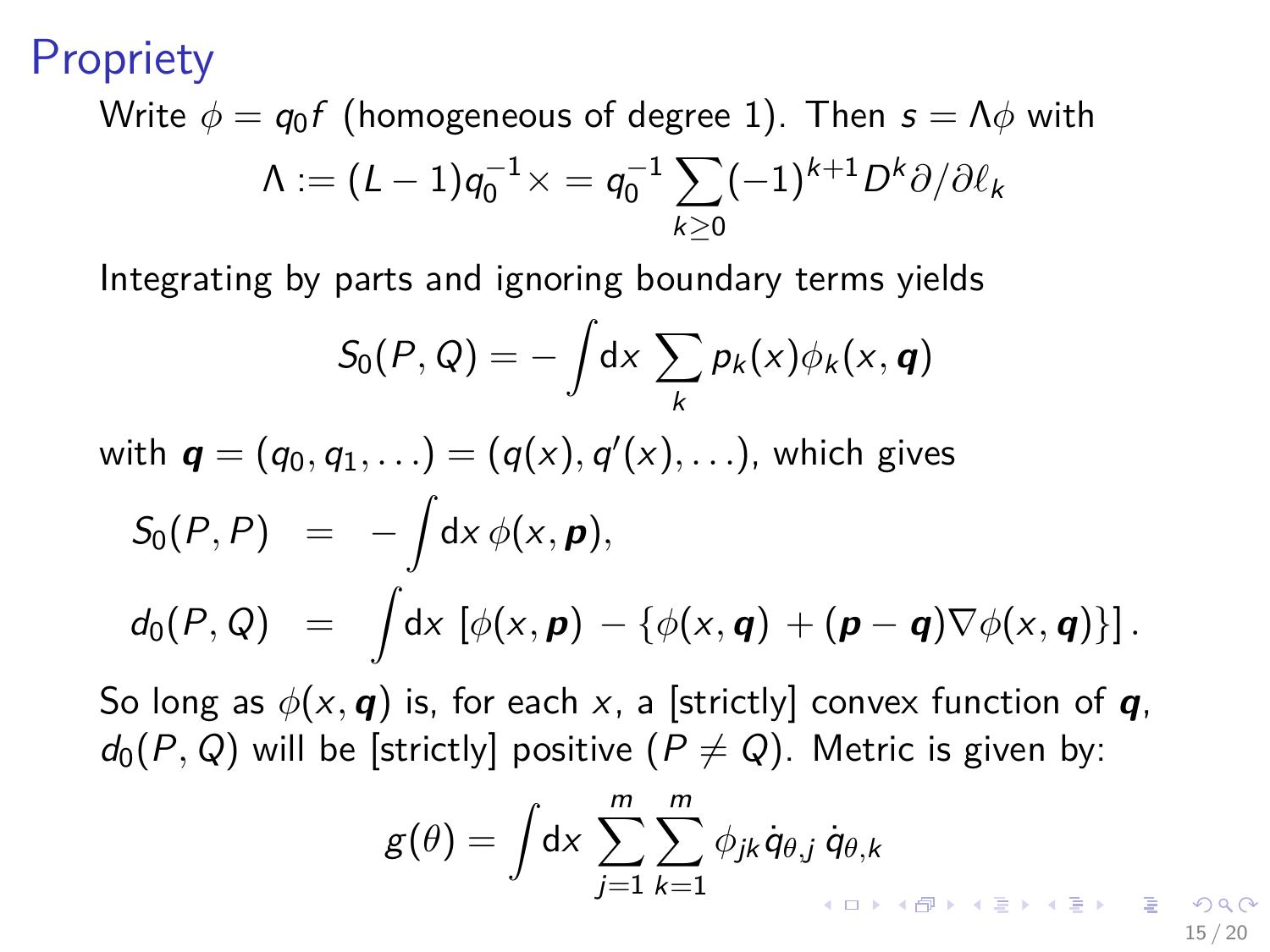# Propriety

Write $\phi = q_0 f$ (homogeneous of degree 1). Then $s = \Lambda\phi$ with

$$\Lambda := (L-1)q_0^{-1}\times = q_0^{-1}\sum_{k\geq 0}(-1)^{k+1}D^k\partial/\partial\ell_k$$

Integrating by parts and ignoring boundary terms yields

$$S_0(P,Q) = -\int \mathrm{d}x \sum_k p_k(x)\phi_k(x,\boldsymbol{q})$$

with $\boldsymbol{q} = (q_0, q_1, \ldots) = (q(x), q'(x), \ldots)$, which gives

$$\begin{aligned} S_0(P,P) &= -\int \mathrm{d}x\, \phi(x,\boldsymbol{p}), \\ d_0(P,Q) &= \int \mathrm{d}x\, \left[\phi(x,\boldsymbol{p}) - \{\phi(x,\boldsymbol{q}) + (\boldsymbol{p}-\boldsymbol{q})\nabla\phi(x,\boldsymbol{q})\}\right]. \end{aligned}$$

So long as $\phi(x,\boldsymbol{q})$ is, for each $x$, a [strictly] convex function of $\boldsymbol{q}$, $d_0(P,Q)$ will be [strictly] positive ($P \neq Q$). Metric is given by:

$$g(\theta) = \int \mathrm{d}x \sum_{j=1}^{m}\sum_{k=1}^{m}\phi_{jk}\dot{q}_{\theta,j}\,\dot{q}_{\theta,k}$$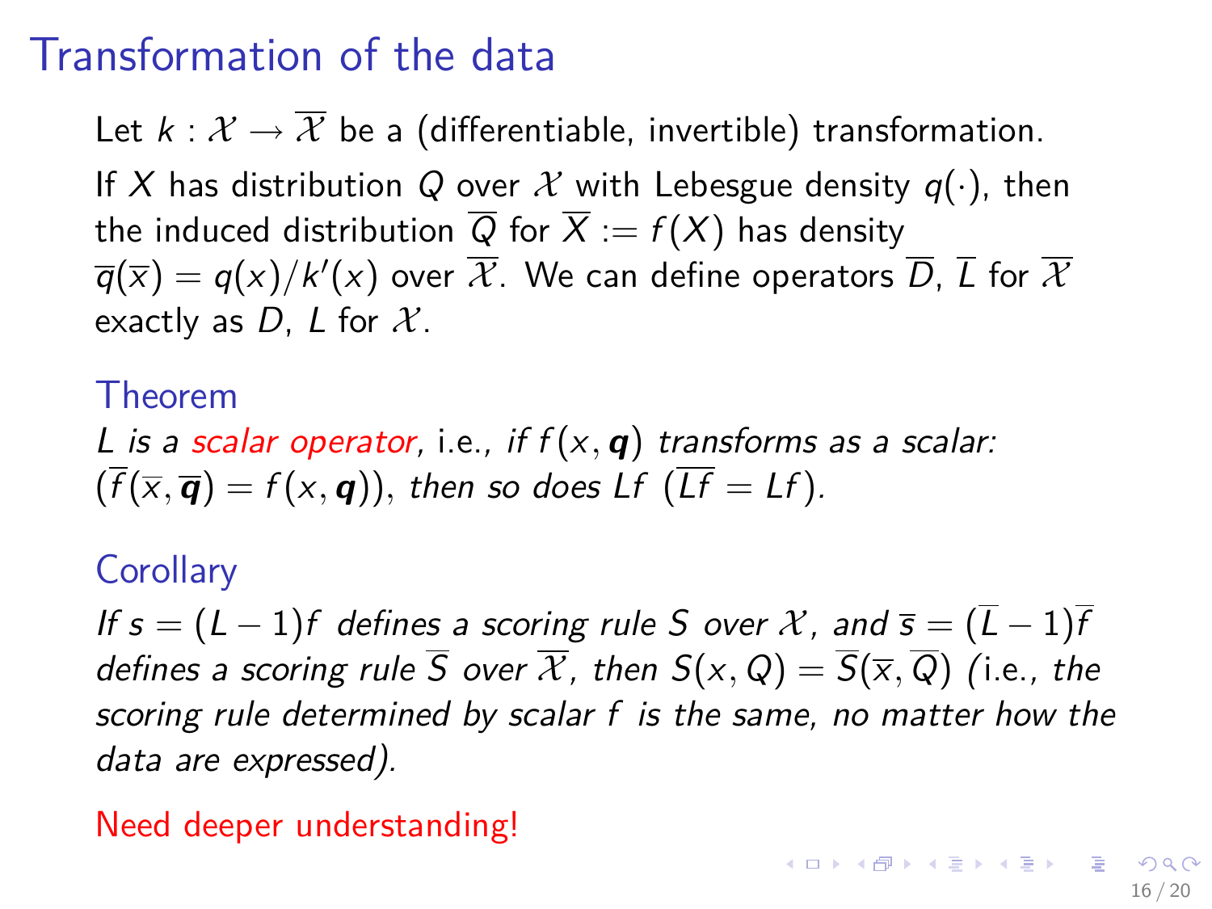# Transformation of the data

Let $k : \mathcal{X} \to \overline{\mathcal{X}}$ be a (differentiable, invertible) transformation.

If $X$ has distribution $Q$ over $\mathcal{X}$ with Lebesgue density $q(\cdot)$, then the induced distribution $\overline{Q}$ for $\overline{X} := f(X)$ has density $\overline{q}(\overline{x}) = q(x)/k'(x)$ over $\overline{\mathcal{X}}$. We can define operators $\overline{D}$, $\overline{L}$ for $\overline{\mathcal{X}}$ exactly as $D$, $L$ for $\mathcal{X}$.

**Theorem**

*$L$ is a scalar operator, i.e., if $f(x, \boldsymbol{q})$ transforms as a scalar: $(\overline{f}(\overline{x}, \overline{\boldsymbol{q}}) = f(x, \boldsymbol{q}))$, then so does $Lf$ $(\overline{Lf} = Lf)$.*

**Corollary**

*If $s = (L-1)f$ defines a scoring rule $S$ over $\mathcal{X}$, and $\overline{s} = (\overline{L}-1)\overline{f}$ defines a scoring rule $\overline{S}$ over $\overline{\mathcal{X}}$, then $S(x, Q) = \overline{S}(\overline{x}, \overline{Q})$ (i.e., the scoring rule determined by scalar $f$ is the same, no matter how the data are expressed).*

Need deeper understanding!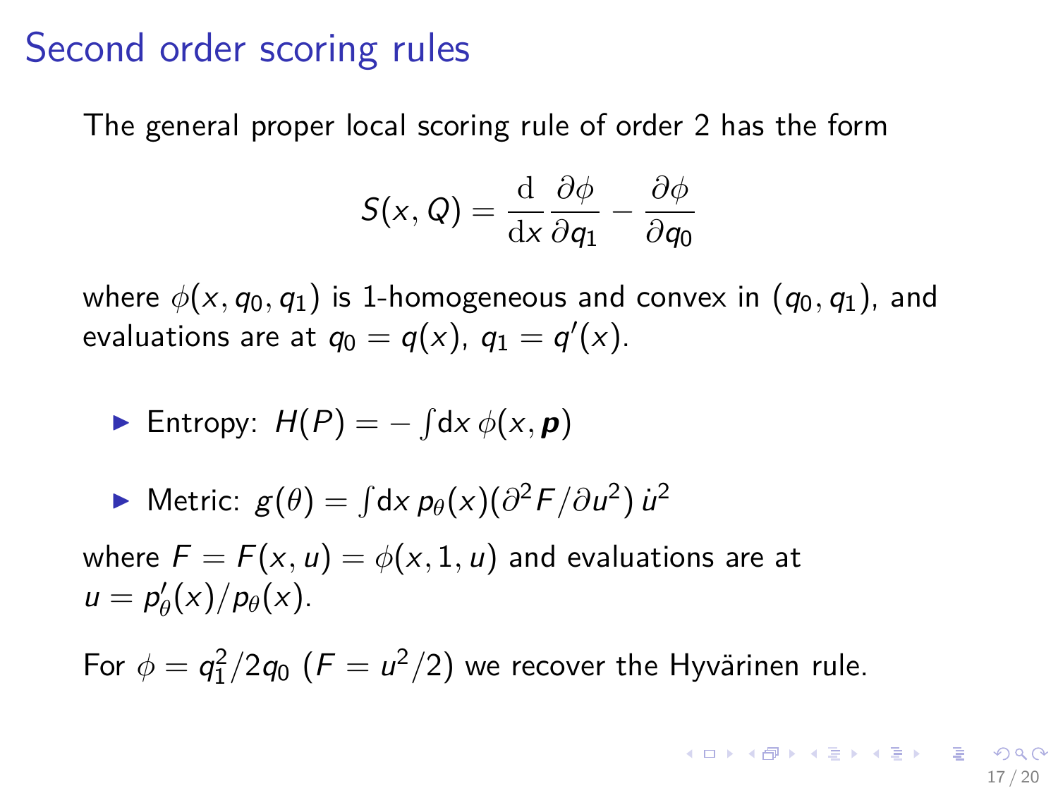# Second order scoring rules

The general proper local scoring rule of order 2 has the form

$$S(x, Q) = \frac{\mathrm{d}}{\mathrm{d}x}\frac{\partial \phi}{\partial q_1} - \frac{\partial \phi}{\partial q_0}$$

where $\phi(x, q_0, q_1)$ is 1-homogeneous and convex in $(q_0, q_1)$, and evaluations are at $q_0 = q(x)$, $q_1 = q'(x)$.

- Entropy: $H(P) = -\int \mathrm{d}x \, \phi(x, \boldsymbol{p})$
- Metric: $g(\theta) = \int \mathrm{d}x \, p_\theta(x) (\partial^2 F / \partial u^2) \, \dot{u}^2$

where $F = F(x, u) = \phi(x, 1, u)$ and evaluations are at $u = p'_\theta(x)/p_\theta(x)$.

For $\phi = q_1^2 / 2q_0$ ($F = u^2/2$) we recover the Hyvärinen rule.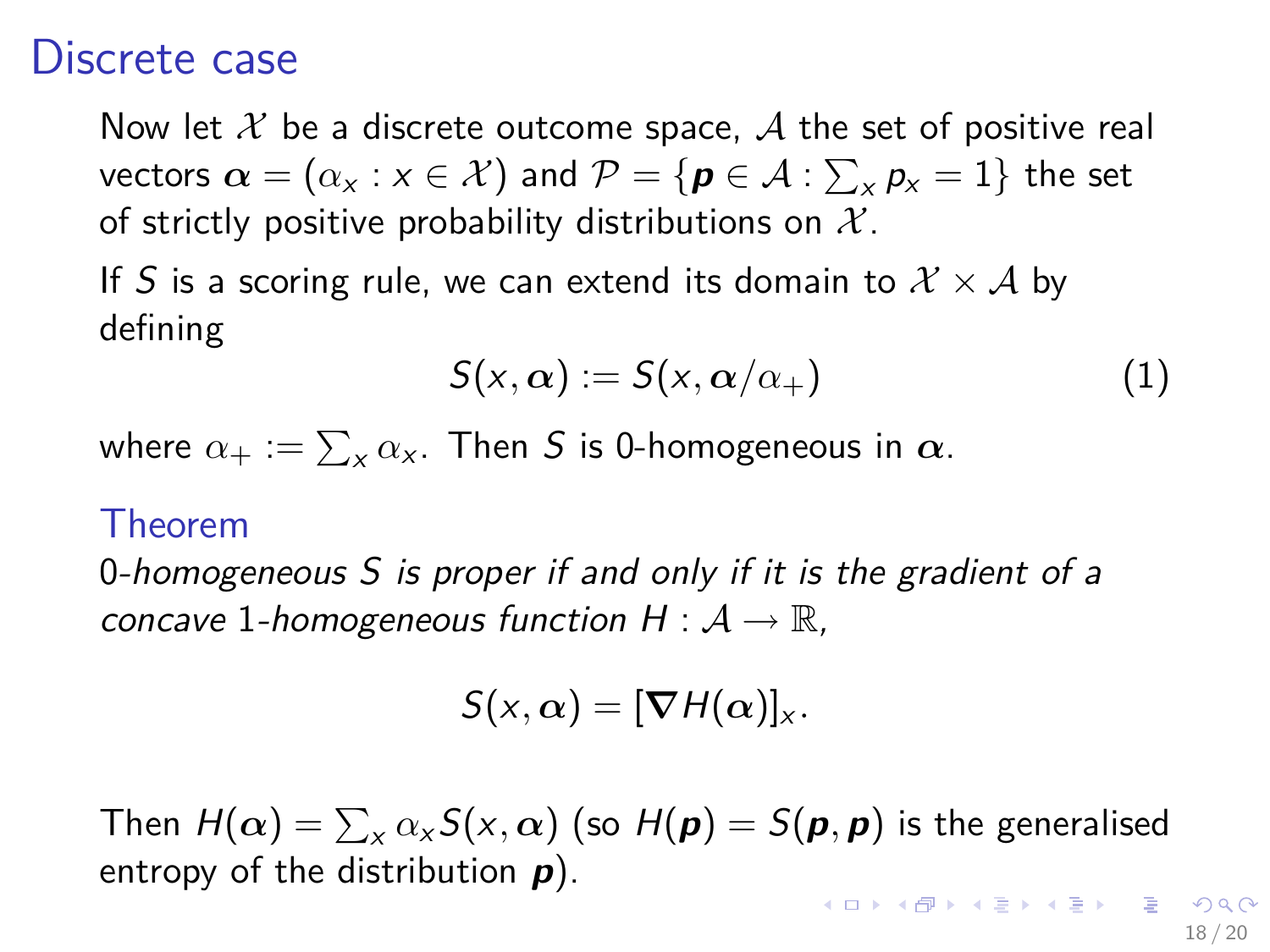# Discrete case

Now let $\mathcal{X}$ be a discrete outcome space, $\mathcal{A}$ the set of positive real vectors $\boldsymbol{\alpha} = (\alpha_x : x \in \mathcal{X})$ and $\mathcal{P} = \{\boldsymbol{p} \in \mathcal{A} : \sum_x p_x = 1\}$ the set of strictly positive probability distributions on $\mathcal{X}$.

If $S$ is a scoring rule, we can extend its domain to $\mathcal{X} \times \mathcal{A}$ by defining

$$S(x, \boldsymbol{\alpha}) := S(x, \boldsymbol{\alpha}/\alpha_+) \tag{1}$$

where $\alpha_+ := \sum_x \alpha_x$. Then $S$ is 0-homogeneous in $\boldsymbol{\alpha}$.

### Theorem

*0-homogeneous $S$ is proper if and only if it is the gradient of a concave 1-homogeneous function $H : \mathcal{A} \to \mathbb{R}$,*

$$S(x, \boldsymbol{\alpha}) = [\boldsymbol{\nabla} H(\boldsymbol{\alpha})]_x.$$

Then $H(\boldsymbol{\alpha}) = \sum_x \alpha_x S(x, \boldsymbol{\alpha})$ (so $H(\boldsymbol{p}) = S(\boldsymbol{p}, \boldsymbol{p})$ is the generalised entropy of the distribution $\boldsymbol{p}$).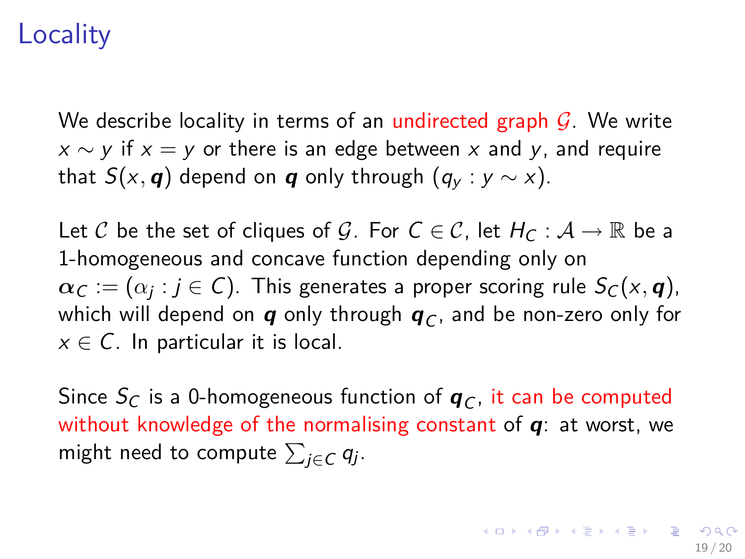# Locality

We describe locality in terms of an undirected graph $\mathcal{G}$. We write $x \sim y$ if $x = y$ or there is an edge between $x$ and $y$, and require that $S(x, \boldsymbol{q})$ depend on $\boldsymbol{q}$ only through $(q_y : y \sim x)$.

Let $\mathcal{C}$ be the set of cliques of $\mathcal{G}$. For $C \in \mathcal{C}$, let $H_C : \mathcal{A} \to \mathbb{R}$ be a 1-homogeneous and concave function depending only on $\boldsymbol{\alpha}_C := (\alpha_j : j \in C)$. This generates a proper scoring rule $S_C(x, \boldsymbol{q})$, which will depend on $\boldsymbol{q}$ only through $\boldsymbol{q}_C$, and be non-zero only for $x \in C$. In particular it is local.

Since $S_C$ is a 0-homogeneous function of $\boldsymbol{q}_C$, it can be computed without knowledge of the normalising constant of $\boldsymbol{q}$: at worst, we might need to compute $\sum_{j \in C} q_j$.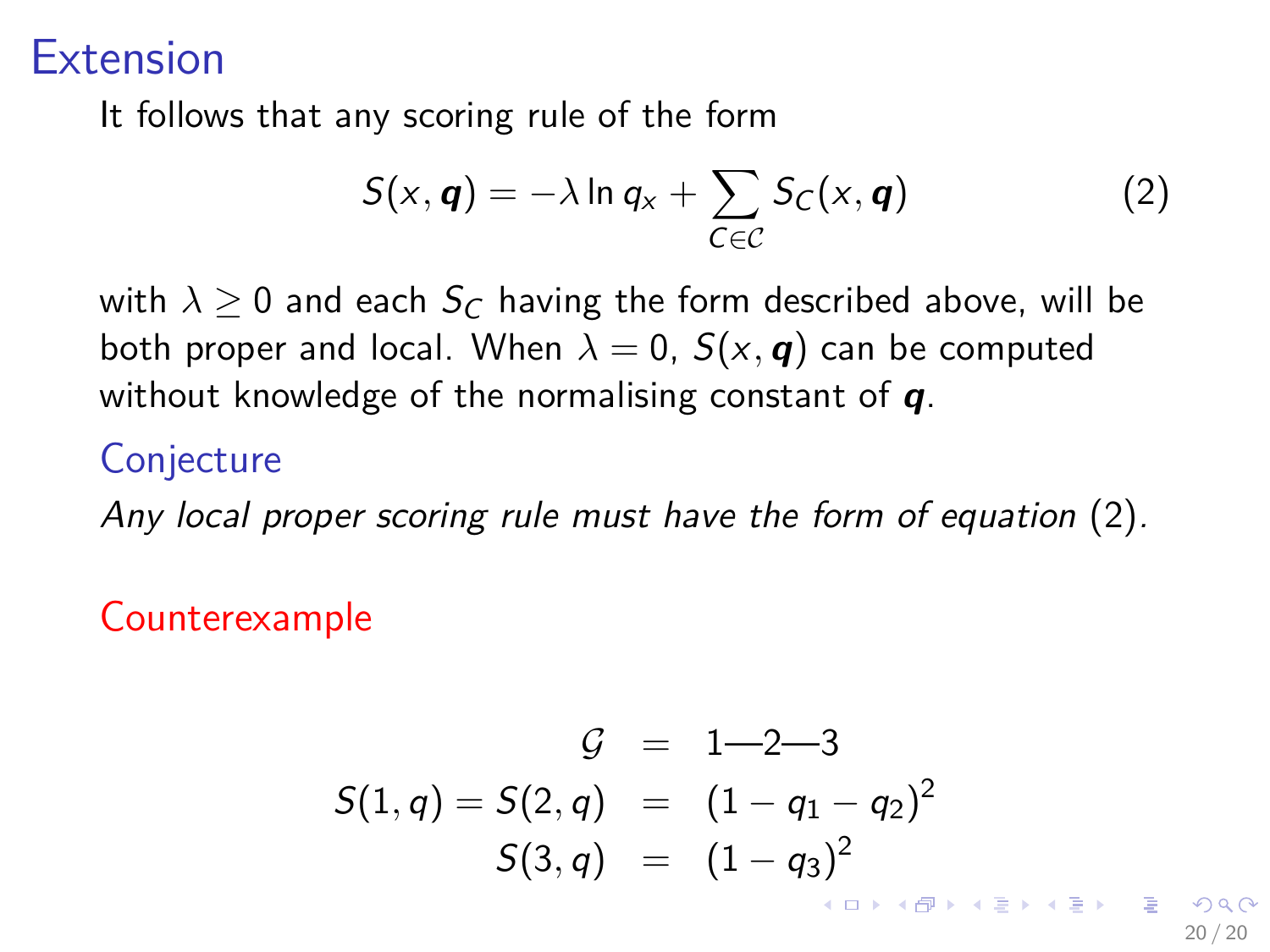# Extension

It follows that any scoring rule of the form

$$S(x, \boldsymbol{q}) = -\lambda \ln q_x + \sum_{C \in \mathcal{C}} S_C(x, \boldsymbol{q}) \tag{2}$$

with $\lambda \geq 0$ and each $S_C$ having the form described above, will be both proper and local. When $\lambda = 0$, $S(x, \boldsymbol{q})$ can be computed without knowledge of the normalising constant of $\boldsymbol{q}$.

## Conjecture

*Any local proper scoring rule must have the form of equation* (2)*.*

## Counterexample

$$\begin{aligned}
\mathcal{G} &= 1 — 2 — 3 \\
S(1, q) = S(2, q) &= (1 - q_1 - q_2)^2 \\
S(3, q) &= (1 - q_3)^2
\end{aligned}$$